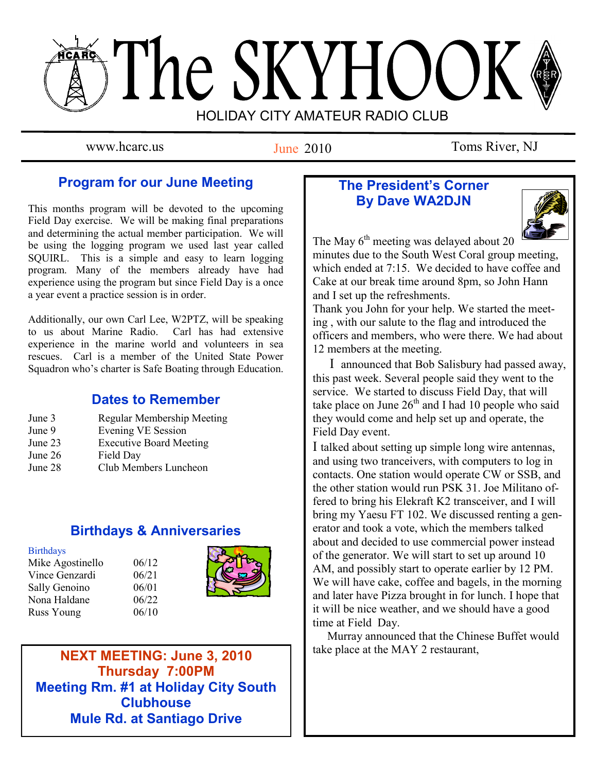# The SKYHOOK

HOLIDAY CITY AMATEUR RADIO CLUB

www.hcarc.us | June 2010 | Toms River, NJ

## Program for our June Meeting

This months program will be devoted to the upcoming Field Day exercise. We will be making final preparations and determining the actual member participation. We will be using the logging program we used last year called SQUIRL. This is a simple and easy to learn logging program. Many of the members already have had experience using the program but since Field Day is a once a year event a practice session is in order.

Additionally, our own Carl Lee, W2PTZ, will be speaking to us about Marine Radio. Carl has had extensive experience in the marine world and volunteers in sea rescues. Carl is a member of the United State Power Squadron who's charter is Safe Boating through Education.

## Dates to Remember

| | |
|---|---|
| June 3 | Regular Membership Meeting |
| June 9 | Evening VE Session |
| June 23 | Executive Board Meeting |
| June 26 | Field Day |
| June 28 | Club Members Luncheon |

## Birthdays & Anniversaries

Birthdays

| | |
|---|---|
| Mike Agostinello | 06/12 |
| Vince Genzardi | 06/21 |
| Sally Genoino | 06/01 |
| Nona Haldane | 06/22 |
| Russ Young | 06/10 |

**NEXT MEETING: June 3, 2010**
**Thursday 7:00PM**
**Meeting Rm. #1 at Holiday City South Clubhouse**
**Mule Rd. at Santiago Drive**

## The President's Corner
## By Dave WA2DJN

The May 6th meeting was delayed about 20 minutes due to the South West Coral group meeting, which ended at 7:15. We decided to have coffee and Cake at our break time around 8pm, so John Hann and I set up the refreshments.
Thank you John for your help. We started the meeting , with our salute to the flag and introduced the officers and members, who were there. We had about 12 members at the meeting.

I announced that Bob Salisbury had passed away, this past week. Several people said they went to the service. We started to discuss Field Day, that will take place on June 26th and I had 10 people who said they would come and help set up and operate, the Field Day event.

I talked about setting up simple long wire antennas, and using two tranceivers, with computers to log in contacts. One station would operate CW or SSB, and the other station would run PSK 31. Joe Militano offered to bring his Elekraft K2 transceiver, and I will bring my Yaesu FT 102. We discussed renting a generator and took a vote, which the members talked about and decided to use commercial power instead of the generator. We will start to set up around 10 AM, and possibly start to operate earlier by 12 PM. We will have cake, coffee and bagels, in the morning and later have Pizza brought in for lunch. I hope that it will be nice weather, and we should have a good time at Field Day.

Murray announced that the Chinese Buffet would take place at the MAY 2 restaurant,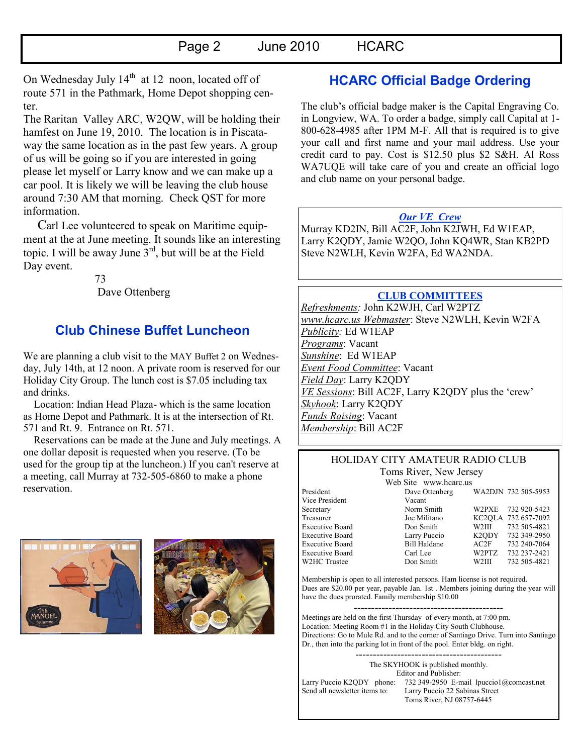On Wednesday July 14th at 12 noon, located off of route 571 in the Pathmark, Home Depot shopping center.

The Raritan Valley ARC, W2QW, will be holding their hamfest on June 19, 2010. The location is in Piscataway the same location as in the past few years. A group of us will be going so if you are interested in going please let myself or Larry know and we can make up a car pool. It is likely we will be leaving the club house around 7:30 AM that morning. Check QST for more information.

Carl Lee volunteered to speak on Maritime equipment at the at June meeting. It sounds like an interesting topic. I will be away June 3rd, but will be at the Field Day event.

73
Dave Ottenberg

## Club Chinese Buffet Luncheon

We are planning a club visit to the MAY Buffet 2 on Wednesday, July 14th, at 12 noon. A private room is reserved for our Holiday City Group. The lunch cost is $7.05 including tax and drinks.

Location: Indian Head Plaza- which is the same location as Home Depot and Pathmark. It is at the intersection of Rt. 571 and Rt. 9. Entrance on Rt. 571.

Reservations can be made at the June and July meetings. A one dollar deposit is requested when you reserve. (To be used for the group tip at the luncheon.) If you can't reserve at a meeting, call Murray at 732-505-6860 to make a phone reservation.

## HCARC Official Badge Ordering

The club's official badge maker is the Capital Engraving Co. in Longview, WA. To order a badge, simply call Capital at 1-800-628-4985 after 1PM M-F. All that is required is to give your call and first name and your mail address. Use your credit card to pay. Cost is $12.50 plus $2 S&H. Al Ross WA7UQE will take care of you and create an official logo and club name on your personal badge.

### *Our VE Crew*

Murray KD2IN, Bill AC2F, John K2JWH, Ed W1EAP, Larry K2QDY, Jamie W2QO, John KQ4WR, Stan KB2PD Steve N2WLH, Kevin W2FA, Ed WA2NDA.

### CLUB COMMITTEES

*Refreshments:* John K2WJH, Carl W2PTZ
*www.hcarc.us Webmaster*: Steve N2WLH, Kevin W2FA
*Publicity:* Ed W1EAP
*Programs*: Vacant
*Sunshine*: Ed W1EAP
*Event Food Committee*: Vacant
*Field Day*: Larry K2QDY
*VE Sessions*: Bill AC2F, Larry K2QDY plus the 'crew'
*Skyhook*: Larry K2QDY
*Funds Raising*: Vacant
*Membership*: Bill AC2F

### HOLIDAY CITY AMATEUR RADIO CLUB

Toms River, New Jersey
Web Site www.hcarc.us

| | | | |
|---|---|---|---|
| President | Dave Ottenberg | WA2DJN | 732 505-5953 |
| Vice President | Vacant | | |
| Secretary | Norm Smith | W2PXE | 732 920-5423 |
| Treasurer | Joe Militano | KC2QLA | 732 657-7092 |
| Executive Board | Don Smith | W2III | 732 505-4821 |
| Executive Board | Larry Puccio | K2QDY | 732 349-2950 |
| Executive Board | Bill Haldane | AC2F | 732 240-7064 |
| Executive Board | Carl Lee | W2PTZ | 732 237-2421 |
| W2HC Trustee | Don Smith | W2III | 732 505-4821 |

Membership is open to all interested persons. Ham license is not required. Dues are $20.00 per year, payable Jan. 1st . Members joining during the year will have the dues prorated. Family membership $10.00

---

Meetings are held on the first Thursday of every month, at 7:00 pm.
Location: Meeting Room #1 in the Holiday City South Clubhouse.
Directions: Go to Mule Rd. and to the corner of Santiago Drive. Turn into Santiago Dr., then into the parking lot in front of the pool. Enter bldg. on right.

---

The SKYHOOK is published monthly.
Editor and Publisher:
Larry Puccio K2QDY phone: 732 349-2950 E-mail lpuccio1@comcast.net
Send all newsletter items to: Larry Puccio 22 Sabinas Street
Toms River, NJ 08757-6445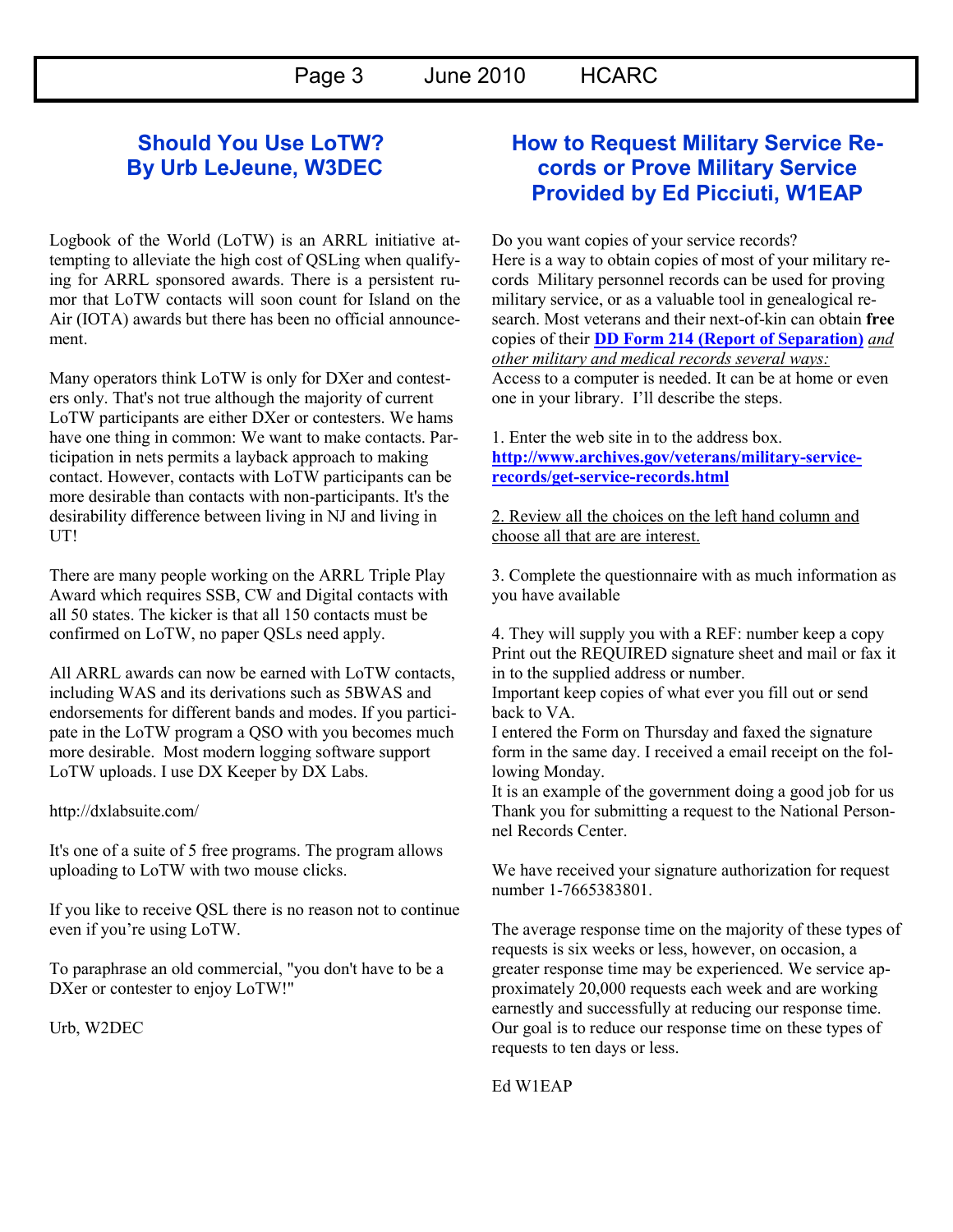## Should You Use LoTW?
## By Urb LeJeune, W3DEC

Logbook of the World (LoTW) is an ARRL initiative attempting to alleviate the high cost of QSLing when qualifying for ARRL sponsored awards. There is a persistent rumor that LoTW contacts will soon count for Island on the Air (IOTA) awards but there has been no official announcement.

Many operators think LoTW is only for DXer and contesters only. That's not true although the majority of current LoTW participants are either DXer or contesters. We hams have one thing in common: We want to make contacts. Participation in nets permits a layback approach to making contact. However, contacts with LoTW participants can be more desirable than contacts with non-participants. It's the desirability difference between living in NJ and living in UT!

There are many people working on the ARRL Triple Play Award which requires SSB, CW and Digital contacts with all 50 states. The kicker is that all 150 contacts must be confirmed on LoTW, no paper QSLs need apply.

All ARRL awards can now be earned with LoTW contacts, including WAS and its derivations such as 5BWAS and endorsements for different bands and modes. If you participate in the LoTW program a QSO with you becomes much more desirable. Most modern logging software support LoTW uploads. I use DX Keeper by DX Labs.

http://dxlabsuite.com/

It's one of a suite of 5 free programs. The program allows uploading to LoTW with two mouse clicks.

If you like to receive QSL there is no reason not to continue even if you're using LoTW.

To paraphrase an old commercial, "you don't have to be a DXer or contester to enjoy LoTW!"

Urb, W2DEC

## How to Request Military Service Records or Prove Military Service
## Provided by Ed Picciuti, W1EAP

Do you want copies of your service records?
Here is a way to obtain copies of most of your military records Military personnel records can be used for proving military service, or as a valuable tool in genealogical research. Most veterans and their next-of-kin can obtain **free** copies of their **DD Form 214 (Report of Separation)** *and other military and medical records several ways:*
Access to a computer is needed. It can be at home or even one in your library. I'll describe the steps.

1. Enter the web site in to the address box.
**http://www.archives.gov/veterans/military-service-records/get-service-records.html**

2. Review all the choices on the left hand column and choose all that are are interest.

3. Complete the questionnaire with as much information as you have available

4. They will supply you with a REF: number keep a copy Print out the REQUIRED signature sheet and mail or fax it in to the supplied address or number.
Important keep copies of what ever you fill out or send back to VA.
I entered the Form on Thursday and faxed the signature form in the same day. I received a email receipt on the following Monday.
It is an example of the government doing a good job for us
Thank you for submitting a request to the National Personnel Records Center.

We have received your signature authorization for request number 1-7665383801.

The average response time on the majority of these types of requests is six weeks or less, however, on occasion, a greater response time may be experienced. We service approximately 20,000 requests each week and are working earnestly and successfully at reducing our response time. Our goal is to reduce our response time on these types of requests to ten days or less.

Ed W1EAP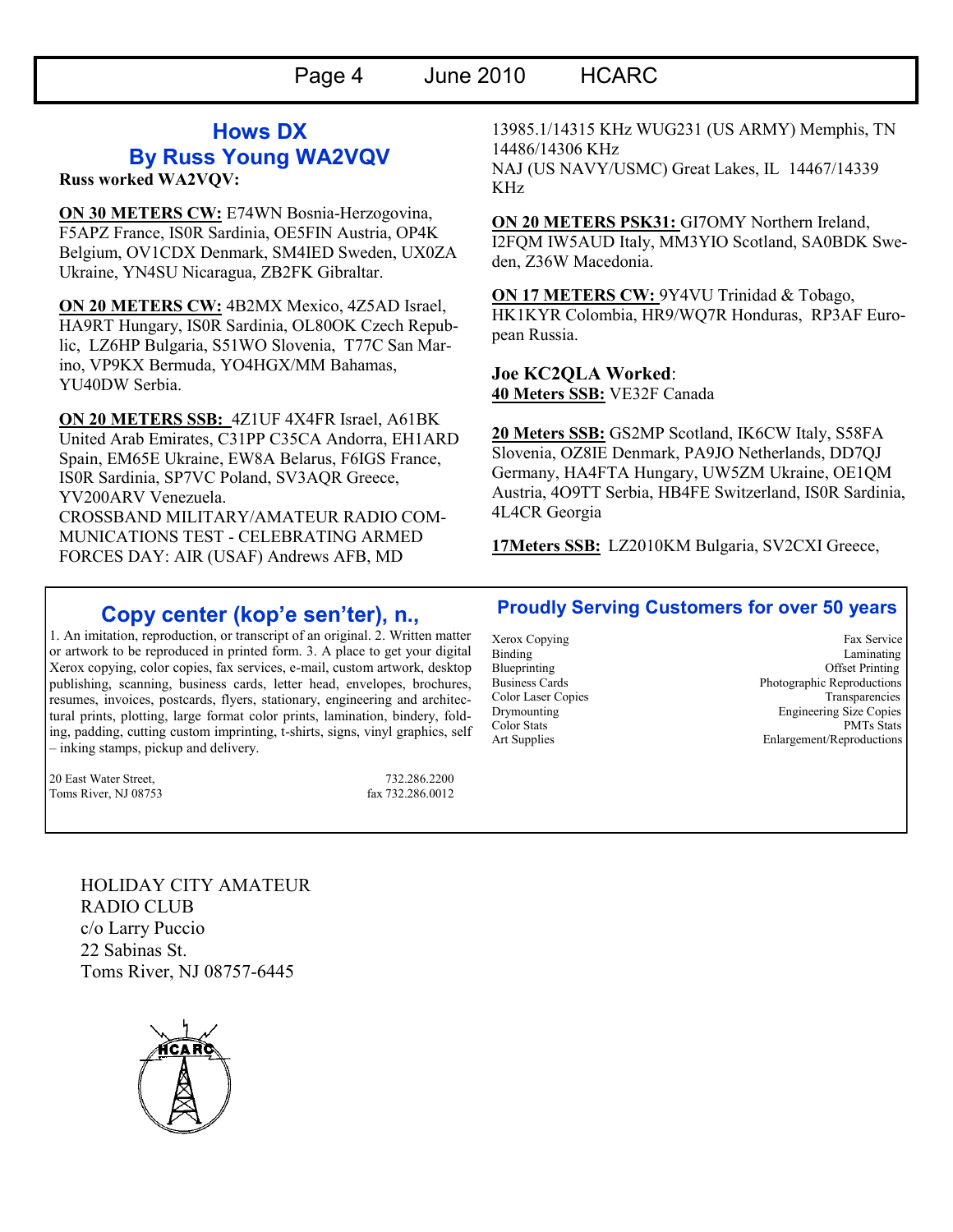## Hows DX
## By Russ Young WA2VQV

**Russ worked WA2VQV:**

**ON 30 METERS CW:** E74WN Bosnia-Herzogovina, F5APZ France, IS0R Sardinia, OE5FIN Austria, OP4K Belgium, OV1CDX Denmark, SM4IED Sweden, UX0ZA Ukraine, YN4SU Nicaragua, ZB2FK Gibraltar.

**ON 20 METERS CW:** 4B2MX Mexico, 4Z5AD Israel, HA9RT Hungary, IS0R Sardinia, OL80OK Czech Republic, LZ6HP Bulgaria, S51WO Slovenia, T77C San Marino, VP9KX Bermuda, YO4HGX/MM Bahamas, YU40DW Serbia.

**ON 20 METERS SSB:** 4Z1UF 4X4FR Israel, A61BK United Arab Emirates, C31PP C35CA Andorra, EH1ARD Spain, EM65E Ukraine, EW8A Belarus, F6IGS France, IS0R Sardinia, SP7VC Poland, SV3AQR Greece, YV200ARV Venezuela.
CROSSBAND MILITARY/AMATEUR RADIO COMMUNICATIONS TEST - CELEBRATING ARMED FORCES DAY: AIR (USAF) Andrews AFB, MD 13985.1/14315 KHz WUG231 (US ARMY) Memphis, TN 14486/14306 KHz
NAJ (US NAVY/USMC) Great Lakes, IL 14467/14339 KHz

**ON 20 METERS PSK31:** GI7OMY Northern Ireland, I2FQM IW5AUD Italy, MM3YIO Scotland, SA0BDK Sweden, Z36W Macedonia.

**ON 17 METERS CW:** 9Y4VU Trinidad & Tobago, HK1KYR Colombia, HR9/WQ7R Honduras, RP3AF European Russia.

**Joe KC2QLA Worked**:
**40 Meters SSB:** VE32F Canada

**20 Meters SSB:** GS2MP Scotland, IK6CW Italy, S58FA Slovenia, OZ8IE Denmark, PA9JO Netherlands, DD7QJ Germany, HA4FTA Hungary, UW5ZM Ukraine, OE1QM Austria, 4O9TT Serbia, HB4FE Switzerland, IS0R Sardinia, 4L4CR Georgia

**17Meters SSB:** LZ2010KM Bulgaria, SV2CXI Greece,

## Copy center (kop'e sen'ter), n.,

1. An imitation, reproduction, or transcript of an original. 2. Written matter or artwork to be reproduced in printed form. 3. A place to get your digital Xerox copying, color copies, fax services, e-mail, custom artwork, desktop publishing, scanning, business cards, letter head, envelopes, brochures, resumes, invoices, postcards, flyers, stationary, engineering and architectural prints, plotting, large format color prints, lamination, bindery, folding, padding, cutting custom imprinting, t-shirts, signs, vinyl graphics, self – inking stamps, pickup and delivery.

20 East Water Street,
Toms River, NJ 08753

732.286.2200
fax 732.286.0012

## Proudly Serving Customers for over 50 years

| | |
|---|---|
| Xerox Copying | Fax Service |
| Binding | Laminating |
| Blueprinting | Offset Printing |
| Business Cards | Photographic Reproductions |
| Color Laser Copies | Transparencies |
| Drymounting | Engineering Size Copies |
| Color Stats | PMTs Stats |
| Art Supplies | Enlargement/Reproductions |

HOLIDAY CITY AMATEUR
RADIO CLUB
c/o Larry Puccio
22 Sabinas St.
Toms River, NJ 08757-6445

HCARC